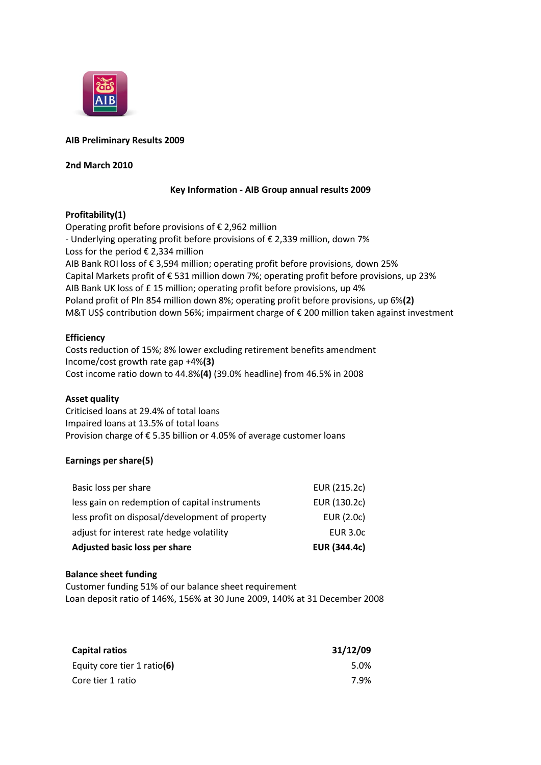**AIB Preliminary Results 2009**

**2nd March 2010**

**Key Information - AIB Group annual results 2009**

**Profitability(1)**

Operating profit before provisions of € 2,962 million
- Underlying operating profit before provisions of € 2,339 million, down 7%
Loss for the period € 2,334 million
AIB Bank ROI loss of € 3,594 million; operating profit before provisions, down 25%
Capital Markets profit of € 531 million down 7%; operating profit before provisions, up 23%
AIB Bank UK loss of £ 15 million; operating profit before provisions, up 4%
Poland profit of Pln 854 million down 8%; operating profit before provisions, up 6%**(2)**
M&T US$ contribution down 56%; impairment charge of € 200 million taken against investment

**Efficiency**

Costs reduction of 15%; 8% lower excluding retirement benefits amendment
Income/cost growth rate gap +4%**(3)**
Cost income ratio down to 44.8%**(4)** (39.0% headline) from 46.5% in 2008

**Asset quality**

Criticised loans at 29.4% of total loans
Impaired loans at 13.5% of total loans
Provision charge of € 5.35 billion or 4.05% of average customer loans

**Earnings per share(5)**

| | |
|---|---|
| Basic loss per share | EUR (215.2c) |
| less gain on redemption of capital instruments | EUR (130.2c) |
| less profit on disposal/development of property | EUR (2.0c) |
| adjust for interest rate hedge volatility | EUR 3.0c |
| **Adjusted basic loss per share** | **EUR (344.4c)** |

**Balance sheet funding**

Customer funding 51% of our balance sheet requirement
Loan deposit ratio of 146%, 156% at 30 June 2009, 140% at 31 December 2008

| **Capital ratios** | **31/12/09** |
|---|---|
| Equity core tier 1 ratio**(6)** | 5.0% |
| Core tier 1 ratio | 7.9% |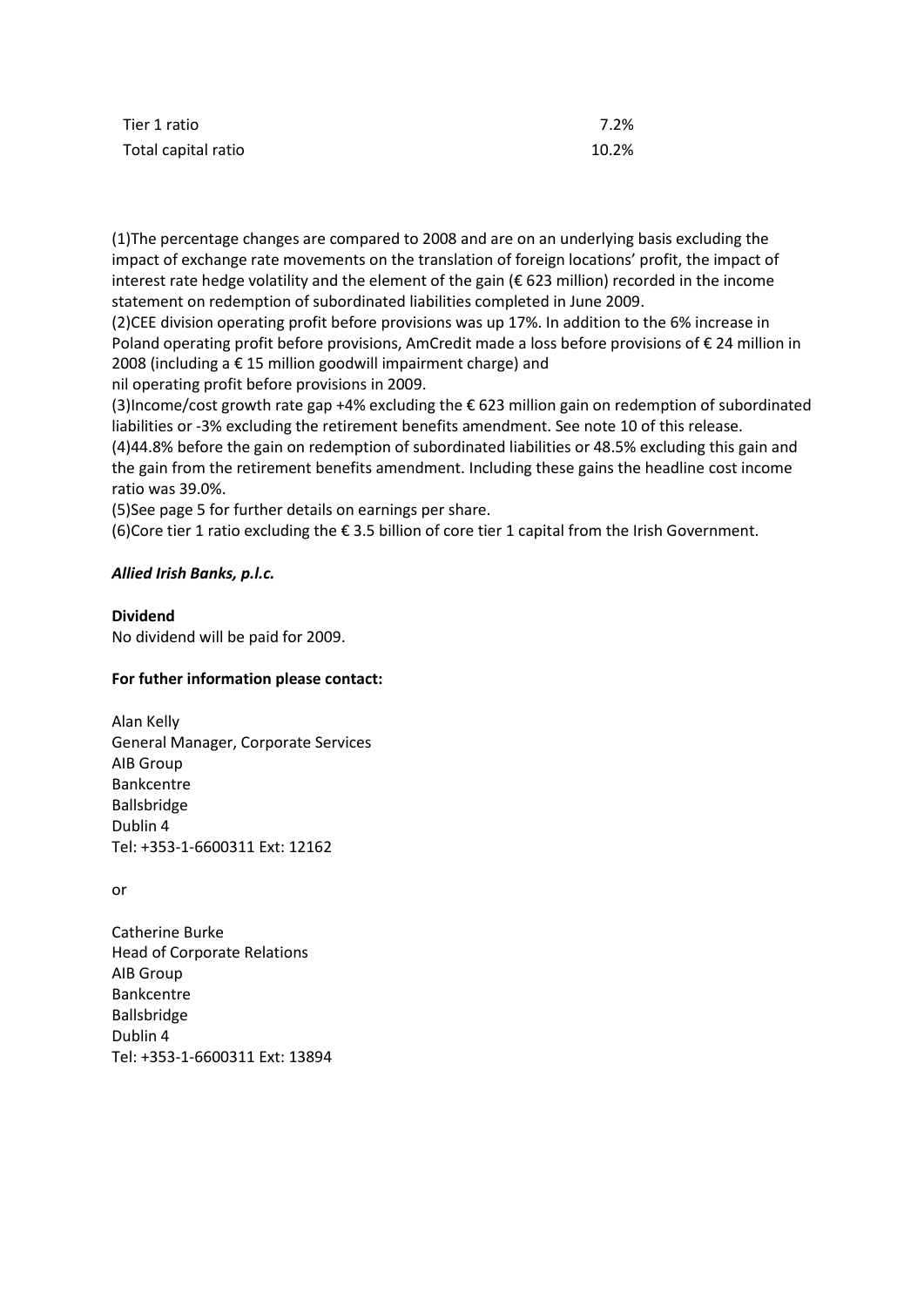| | |
|---|---|
| Tier 1 ratio | 7.2% |
| Total capital ratio | 10.2% |

(1)The percentage changes are compared to 2008 and are on an underlying basis excluding the impact of exchange rate movements on the translation of foreign locations' profit, the impact of interest rate hedge volatility and the element of the gain (€ 623 million) recorded in the income statement on redemption of subordinated liabilities completed in June 2009.
(2)CEE division operating profit before provisions was up 17%. In addition to the 6% increase in Poland operating profit before provisions, AmCredit made a loss before provisions of € 24 million in 2008 (including a € 15 million goodwill impairment charge) and
nil operating profit before provisions in 2009.
(3)Income/cost growth rate gap +4% excluding the € 623 million gain on redemption of subordinated liabilities or -3% excluding the retirement benefits amendment. See note 10 of this release.
(4)44.8% before the gain on redemption of subordinated liabilities or 48.5% excluding this gain and the gain from the retirement benefits amendment. Including these gains the headline cost income ratio was 39.0%.
(5)See page 5 for further details on earnings per share.
(6)Core tier 1 ratio excluding the € 3.5 billion of core tier 1 capital from the Irish Government.

***Allied Irish Banks, p.l.c.***

**Dividend**
No dividend will be paid for 2009.

**For futher information please contact:**

Alan Kelly
General Manager, Corporate Services
AIB Group
Bankcentre
Ballsbridge
Dublin 4
Tel: +353-1-6600311 Ext: 12162

or

Catherine Burke
Head of Corporate Relations
AIB Group
Bankcentre
Ballsbridge
Dublin 4
Tel: +353-1-6600311 Ext: 13894